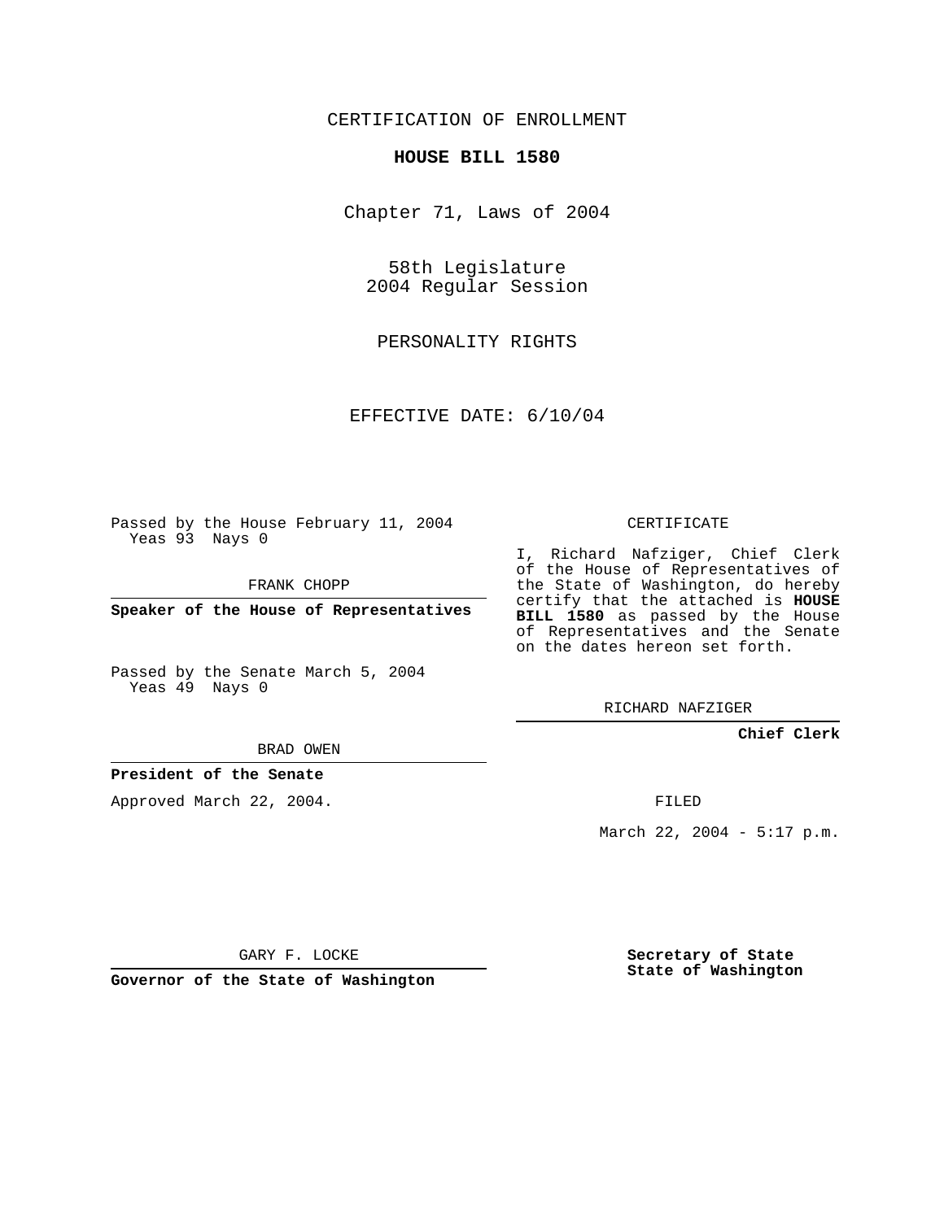CERTIFICATION OF ENROLLMENT

**HOUSE BILL 1580**

Chapter 71, Laws of 2004

58th Legislature
2004 Regular Session

PERSONALITY RIGHTS

EFFECTIVE DATE: 6/10/04

Passed by the House February 11, 2004
Yeas 93 Nays 0

FRANK CHOPP

**Speaker of the House of Representatives**

Passed by the Senate March 5, 2004
Yeas 49 Nays 0

BRAD OWEN

**President of the Senate**

Approved March 22, 2004.

GARY F. LOCKE

**Governor of the State of Washington**

CERTIFICATE

I, Richard Nafziger, Chief Clerk of the House of Representatives of the State of Washington, do hereby certify that the attached is **HOUSE BILL 1580** as passed by the House of Representatives and the Senate on the dates hereon set forth.

RICHARD NAFZIGER

**Chief Clerk**

FILED

March 22, 2004 - 5:17 p.m.

**Secretary of State**
**State of Washington**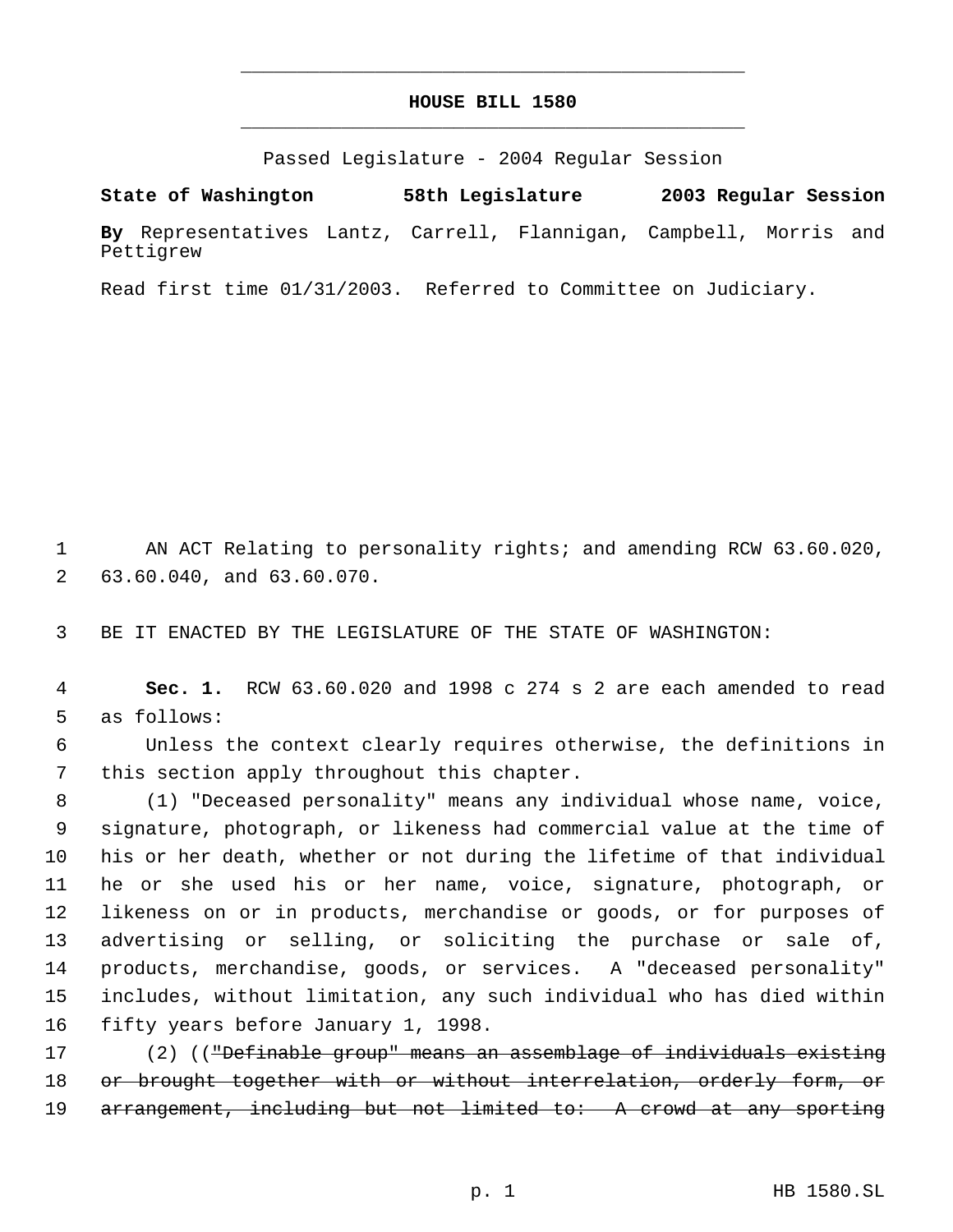# HOUSE BILL 1580

Passed Legislature - 2004 Regular Session

**State of Washington 58th Legislature 2003 Regular Session**

**By** Representatives Lantz, Carrell, Flannigan, Campbell, Morris and Pettigrew

Read first time 01/31/2003. Referred to Committee on Judiciary.

1 AN ACT Relating to personality rights; and amending RCW 63.60.020,
2 63.60.040, and 63.60.070.

3 BE IT ENACTED BY THE LEGISLATURE OF THE STATE OF WASHINGTON:

4 **Sec. 1.** RCW 63.60.020 and 1998 c 274 s 2 are each amended to read
5 as follows:

6 Unless the context clearly requires otherwise, the definitions in
7 this section apply throughout this chapter.

8 (1) "Deceased personality" means any individual whose name, voice,
9 signature, photograph, or likeness had commercial value at the time of
10 his or her death, whether or not during the lifetime of that individual
11 he or she used his or her name, voice, signature, photograph, or
12 likeness on or in products, merchandise or goods, or for purposes of
13 advertising or selling, or soliciting the purchase or sale of,
14 products, merchandise, goods, or services. A "deceased personality"
15 includes, without limitation, any such individual who has died within
16 fifty years before January 1, 1998.

17 (2) ((~~"Definable group" means an assemblage of individuals existing~~
18 ~~or brought together with or without interrelation, orderly form, or~~
19 ~~arrangement, including but not limited to: A crowd at any sporting~~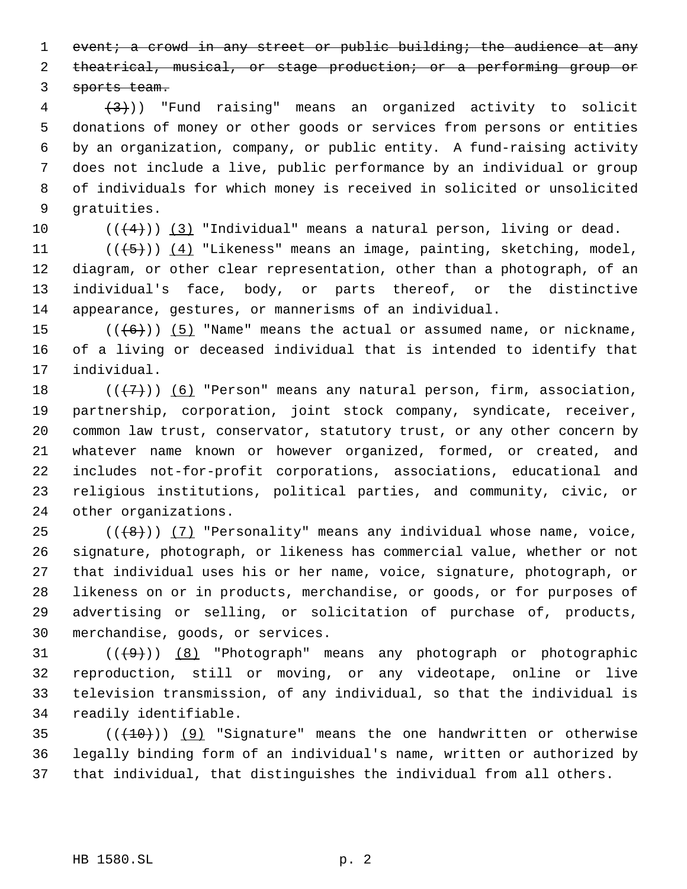~~event; a crowd in any street or public building; the audience at any theatrical, musical, or stage production; or a performing group or sports team.~~

~~(3)~~)) "Fund raising" means an organized activity to solicit donations of money or other goods or services from persons or entities by an organization, company, or public entity. A fund-raising activity does not include a live, public performance by an individual or group of individuals for which money is received in solicited or unsolicited gratuities.

((~~(4)~~)) <u>(3)</u> "Individual" means a natural person, living or dead.

((~~(5)~~)) <u>(4)</u> "Likeness" means an image, painting, sketching, model, diagram, or other clear representation, other than a photograph, of an individual's face, body, or parts thereof, or the distinctive appearance, gestures, or mannerisms of an individual.

((~~(6)~~)) <u>(5)</u> "Name" means the actual or assumed name, or nickname, of a living or deceased individual that is intended to identify that individual.

((~~(7)~~)) <u>(6)</u> "Person" means any natural person, firm, association, partnership, corporation, joint stock company, syndicate, receiver, common law trust, conservator, statutory trust, or any other concern by whatever name known or however organized, formed, or created, and includes not-for-profit corporations, associations, educational and religious institutions, political parties, and community, civic, or other organizations.

((~~(8)~~)) <u>(7)</u> "Personality" means any individual whose name, voice, signature, photograph, or likeness has commercial value, whether or not that individual uses his or her name, voice, signature, photograph, or likeness on or in products, merchandise, or goods, or for purposes of advertising or selling, or solicitation of purchase of, products, merchandise, goods, or services.

((~~(9)~~)) <u>(8)</u> "Photograph" means any photograph or photographic reproduction, still or moving, or any videotape, online or live television transmission, of any individual, so that the individual is readily identifiable.

((~~(10)~~)) <u>(9)</u> "Signature" means the one handwritten or otherwise legally binding form of an individual's name, written or authorized by that individual, that distinguishes the individual from all others.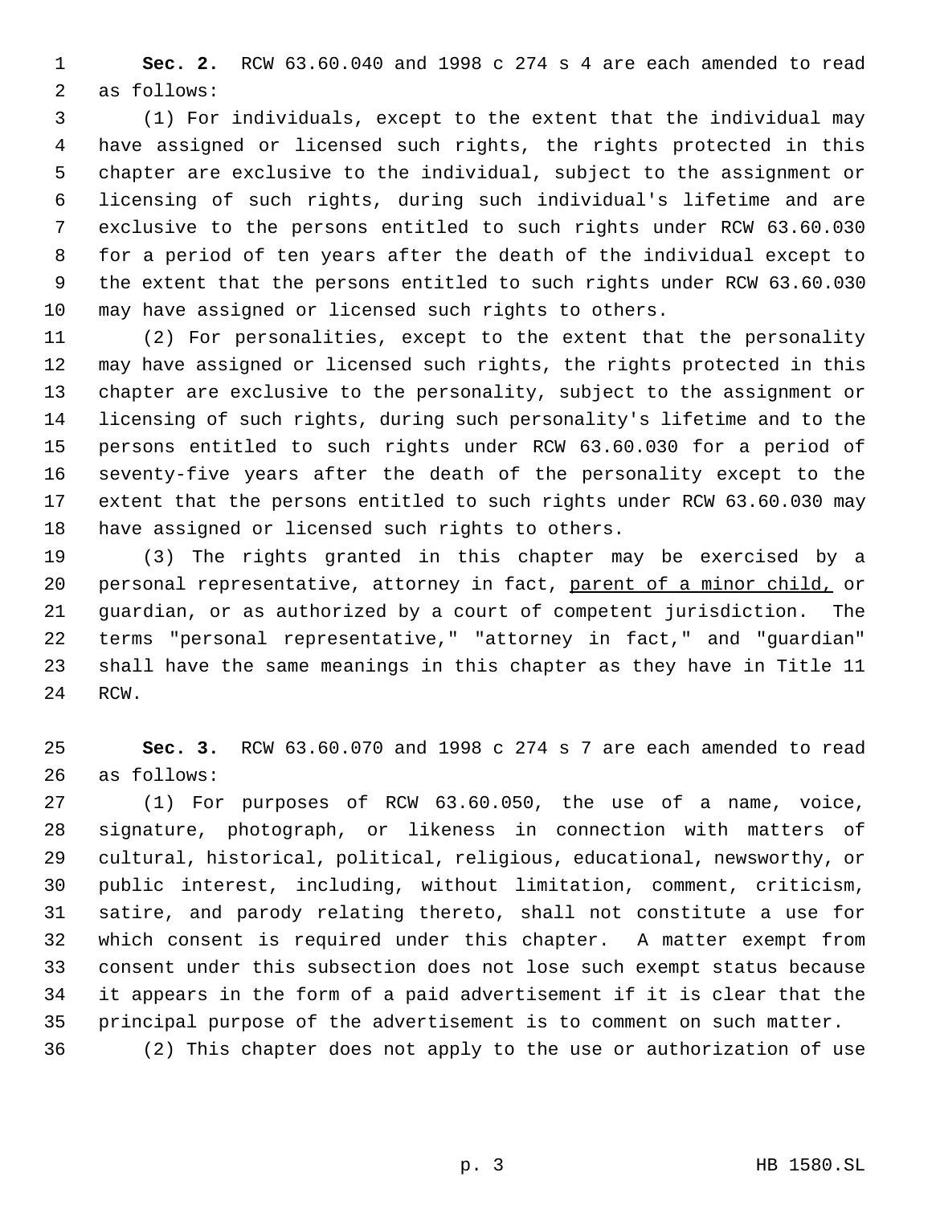**Sec. 2.** RCW 63.60.040 and 1998 c 274 s 4 are each amended to read as follows:

(1) For individuals, except to the extent that the individual may have assigned or licensed such rights, the rights protected in this chapter are exclusive to the individual, subject to the assignment or licensing of such rights, during such individual's lifetime and are exclusive to the persons entitled to such rights under RCW 63.60.030 for a period of ten years after the death of the individual except to the extent that the persons entitled to such rights under RCW 63.60.030 may have assigned or licensed such rights to others.

(2) For personalities, except to the extent that the personality may have assigned or licensed such rights, the rights protected in this chapter are exclusive to the personality, subject to the assignment or licensing of such rights, during such personality's lifetime and to the persons entitled to such rights under RCW 63.60.030 for a period of seventy-five years after the death of the personality except to the extent that the persons entitled to such rights under RCW 63.60.030 may have assigned or licensed such rights to others.

(3) The rights granted in this chapter may be exercised by a personal representative, attorney in fact, <u>parent of a minor child,</u> or guardian, or as authorized by a court of competent jurisdiction. The terms "personal representative," "attorney in fact," and "guardian" shall have the same meanings in this chapter as they have in Title 11 RCW.

**Sec. 3.** RCW 63.60.070 and 1998 c 274 s 7 are each amended to read as follows:

(1) For purposes of RCW 63.60.050, the use of a name, voice, signature, photograph, or likeness in connection with matters of cultural, historical, political, religious, educational, newsworthy, or public interest, including, without limitation, comment, criticism, satire, and parody relating thereto, shall not constitute a use for which consent is required under this chapter. A matter exempt from consent under this subsection does not lose such exempt status because it appears in the form of a paid advertisement if it is clear that the principal purpose of the advertisement is to comment on such matter.

(2) This chapter does not apply to the use or authorization of use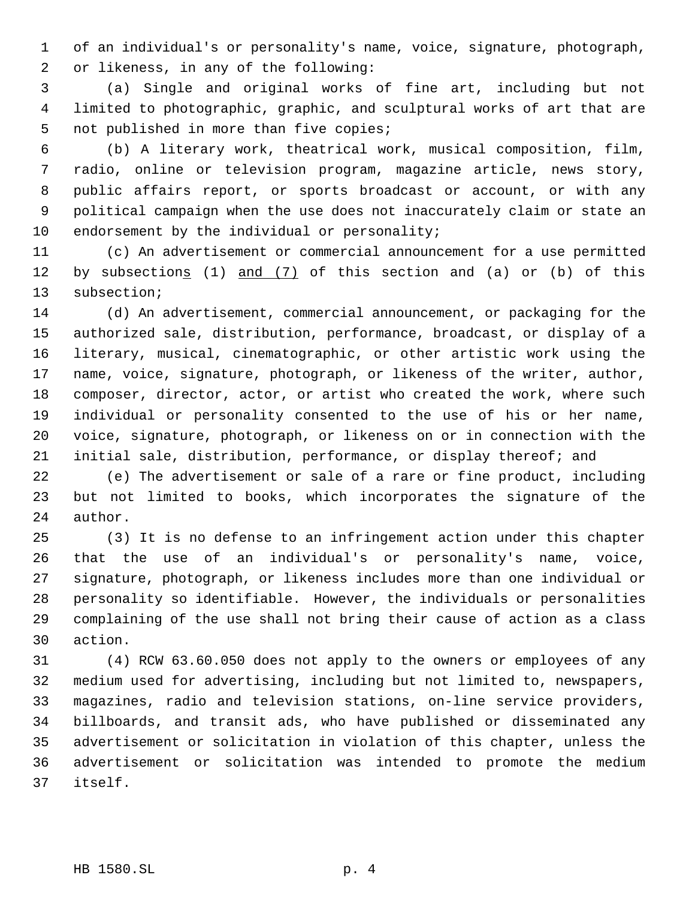of an individual's or personality's name, voice, signature, photograph, or likeness, in any of the following:

(a) Single and original works of fine art, including but not limited to photographic, graphic, and sculptural works of art that are not published in more than five copies;

(b) A literary work, theatrical work, musical composition, film, radio, online or television program, magazine article, news story, public affairs report, or sports broadcast or account, or with any political campaign when the use does not inaccurately claim or state an endorsement by the individual or personality;

(c) An advertisement or commercial announcement for a use permitted by subsections (1) and (7) of this section and (a) or (b) of this subsection;

(d) An advertisement, commercial announcement, or packaging for the authorized sale, distribution, performance, broadcast, or display of a literary, musical, cinematographic, or other artistic work using the name, voice, signature, photograph, or likeness of the writer, author, composer, director, actor, or artist who created the work, where such individual or personality consented to the use of his or her name, voice, signature, photograph, or likeness on or in connection with the initial sale, distribution, performance, or display thereof; and

(e) The advertisement or sale of a rare or fine product, including but not limited to books, which incorporates the signature of the author.

(3) It is no defense to an infringement action under this chapter that the use of an individual's or personality's name, voice, signature, photograph, or likeness includes more than one individual or personality so identifiable. However, the individuals or personalities complaining of the use shall not bring their cause of action as a class action.

(4) RCW 63.60.050 does not apply to the owners or employees of any medium used for advertising, including but not limited to, newspapers, magazines, radio and television stations, on-line service providers, billboards, and transit ads, who have published or disseminated any advertisement or solicitation in violation of this chapter, unless the advertisement or solicitation was intended to promote the medium itself.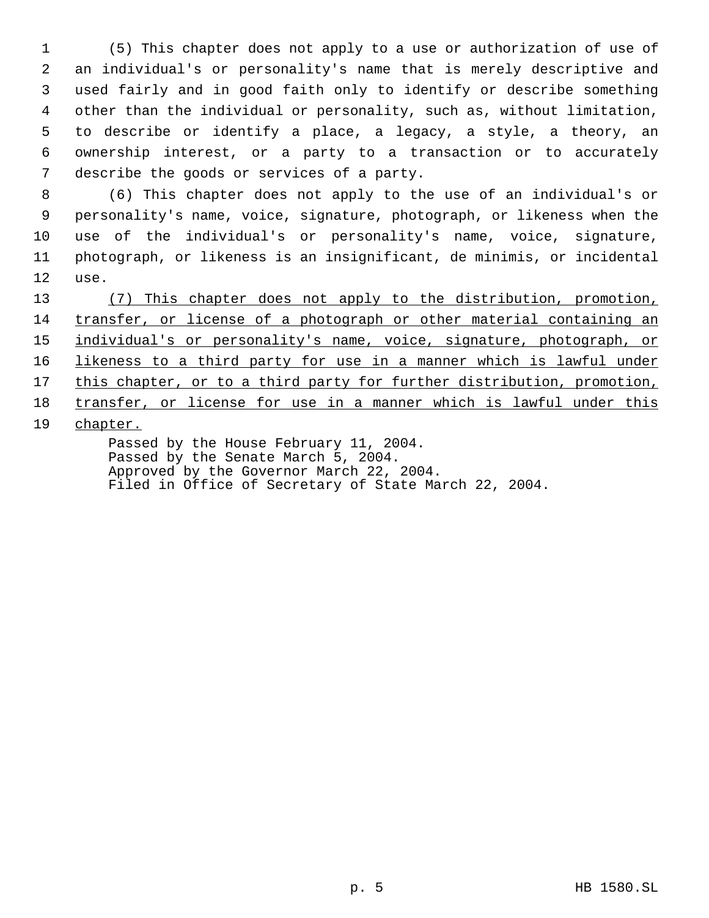(5) This chapter does not apply to a use or authorization of use of an individual's or personality's name that is merely descriptive and used fairly and in good faith only to identify or describe something other than the individual or personality, such as, without limitation, to describe or identify a place, a legacy, a style, a theory, an ownership interest, or a party to a transaction or to accurately describe the goods or services of a party.

(6) This chapter does not apply to the use of an individual's or personality's name, voice, signature, photograph, or likeness when the use of the individual's or personality's name, voice, signature, photograph, or likeness is an insignificant, de minimis, or incidental use.

<u>(7) This chapter does not apply to the distribution, promotion, transfer, or license of a photograph or other material containing an individual's or personality's name, voice, signature, photograph, or likeness to a third party for use in a manner which is lawful under this chapter, or to a third party for further distribution, promotion, transfer, or license for use in a manner which is lawful under this chapter.</u>

Passed by the House February 11, 2004.
Passed by the Senate March 5, 2004.
Approved by the Governor March 22, 2004.
Filed in Office of Secretary of State March 22, 2004.